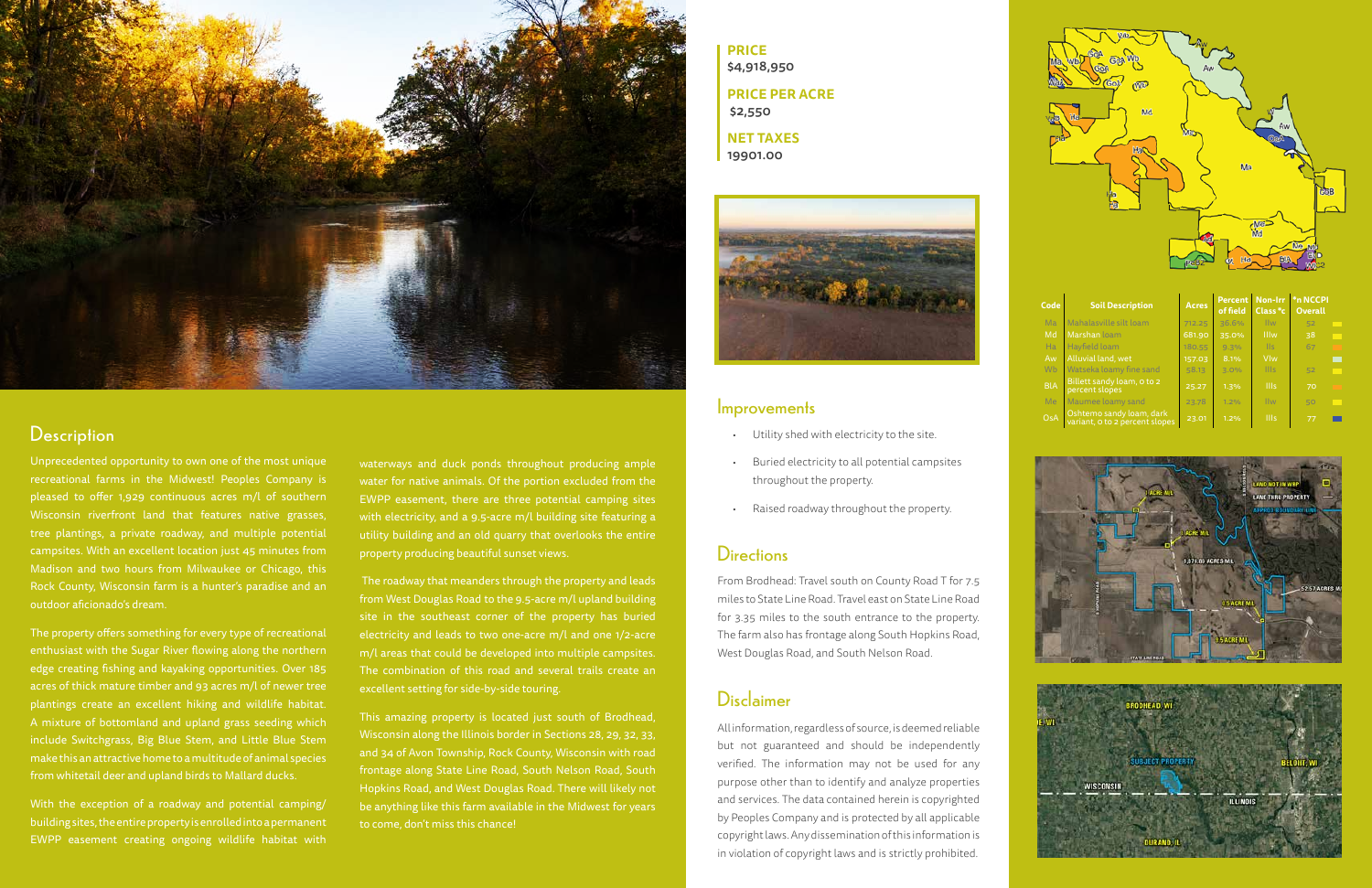**PRICE**
**$4,918,950**

**PRICE PER ACRE**
**$2,550**

**NET TAXES**
**19901.00**

## Description

Unprecedented opportunity to own one of the most unique recreational farms in the Midwest! Peoples Company is pleased to offer 1,929 continuous acres m/l of southern Wisconsin riverfront land that features native grasses, tree plantings, a private roadway, and multiple potential campsites. With an excellent location just 45 minutes from Madison and two hours from Milwaukee or Chicago, this Rock County, Wisconsin farm is a hunter's paradise and an outdoor aficionado's dream.

The property offers something for every type of recreational enthusiast with the Sugar River flowing along the northern edge creating fishing and kayaking opportunities. Over 185 acres of thick mature timber and 93 acres m/l of newer tree plantings create an excellent hiking and wildlife habitat. A mixture of bottomland and upland grass seeding which include Switchgrass, Big Blue Stem, and Little Blue Stem make this an attractive home to a multitude of animal species from whitetail deer and upland birds to Mallard ducks.

With the exception of a roadway and potential camping/building sites, the entire property is enrolled into a permanent EWPP easement creating ongoing wildlife habitat with waterways and duck ponds throughout producing ample water for native animals. Of the portion excluded from the EWPP easement, there are three potential camping sites with electricity, and a 9.5-acre m/l building site featuring a utility building and an old quarry that overlooks the entire property producing beautiful sunset views.

The roadway that meanders through the property and leads from West Douglas Road to the 9.5-acre m/l upland building site in the southeast corner of the property has buried electricity and leads to two one-acre m/l and one 1/2-acre m/l areas that could be developed into multiple campsites. The combination of this road and several trails create an excellent setting for side-by-side touring.

This amazing property is located just south of Brodhead, Wisconsin along the Illinois border in Sections 28, 29, 32, 33, and 34 of Avon Township, Rock County, Wisconsin with road frontage along State Line Road, South Nelson Road, South Hopkins Road, and West Douglas Road. There will likely not be anything like this farm available in the Midwest for years to come, don't miss this chance!

## Improvements

- Utility shed with electricity to the site.
- Buried electricity to all potential campsites throughout the property.
- Raised roadway throughout the property.

## Directions

From Brodhead: Travel south on County Road T for 7.5 miles to State Line Road. Travel east on State Line Road for 3.35 miles to the south entrance to the property. The farm also has frontage along South Hopkins Road, West Douglas Road, and South Nelson Road.

## Disclaimer

All information, regardless of source, is deemed reliable but not guaranteed and should be independently verified. The information may not be used for any purpose other than to identify and analyze properties and services. The data contained herein is copyrighted by Peoples Company and is protected by all applicable copyright laws. Any dissemination of this information is in violation of copyright laws and is strictly prohibited.

| Code | Soil Description | Acres | Percent of field | Non-Irr Class *c | *n NCCPI Overall |
|---|---|---|---|---|---|
| Ma | Mahalasville silt loam | 712.25 | 36.6% | IIw | 52 |
| Md | Marshan loam | 681.90 | 35.0% | IIIw | 38 |
| Ha | Hayfield loam | 180.55 | 9.3% | IIs | 67 |
| Aw | Alluvial land, wet | 157.03 | 8.1% | VIw | |
| Wb | Watseka loamy fine sand | 58.13 | 3.0% | IIIs | 52 |
| BlA | Billett sandy loam, 0 to 2 percent slopes | 25.27 | 1.3% | IIIs | 70 |
| Me | Maumee loamy sand | 23.78 | 1.2% | IIw | 50 |
| OsA | Oshtemo sandy loam, dark variant, 0 to 2 percent slopes | 23.01 | 1.2% | IIIs | 77 |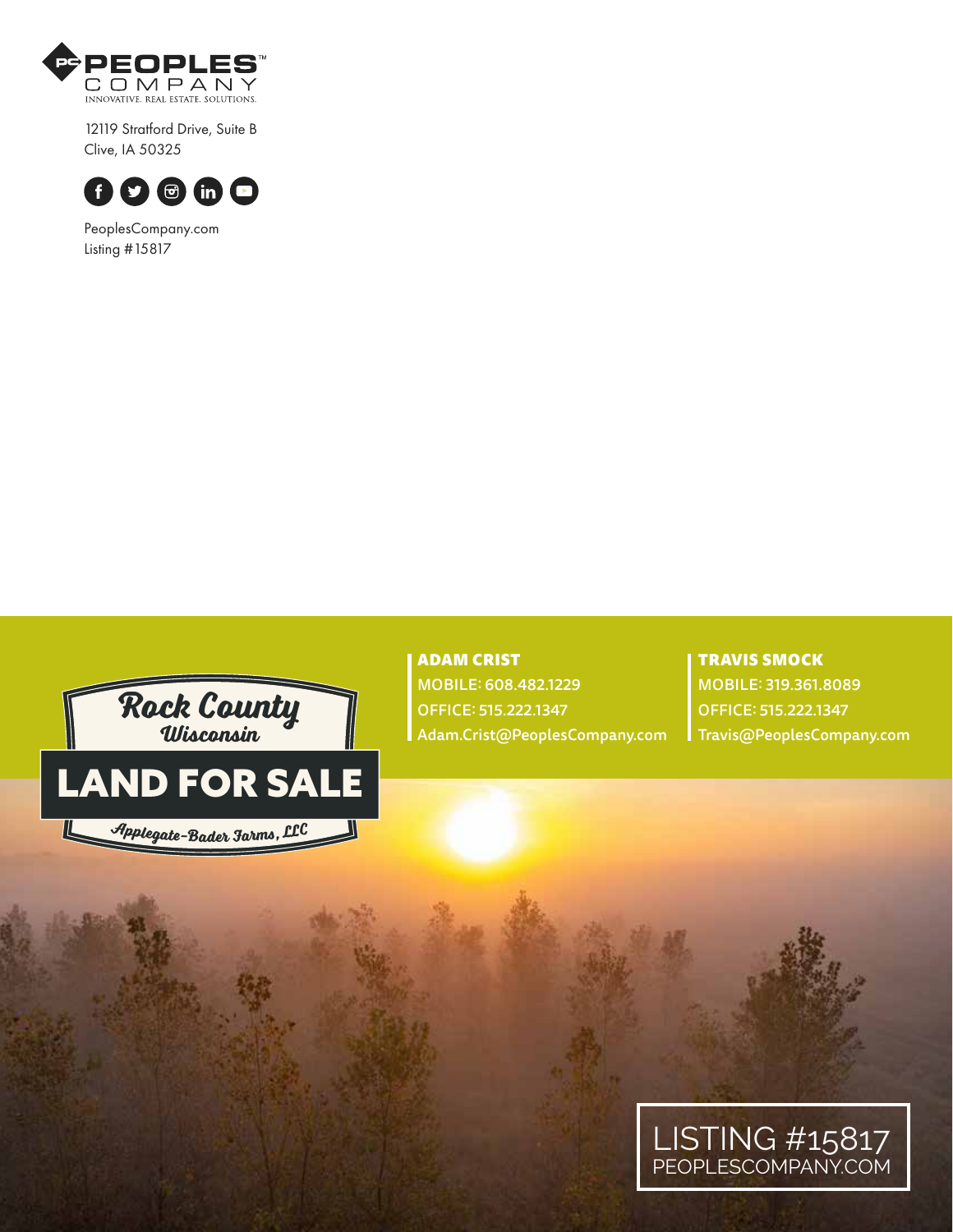PEOPLES™ COMPANY
INNOVATIVE. REAL ESTATE. SOLUTIONS.

12119 Stratford Drive, Suite B
Clive, IA 50325

PeoplesCompany.com
Listing #15817

Rock County
Wisconsin

# LAND FOR SALE

Applegate-Bader Farms, LLC

**ADAM CRIST**
MOBILE: 608.482.1229
OFFICE: 515.222.1347
Adam.Crist@PeoplesCompany.com

**TRAVIS SMOCK**
MOBILE: 319.361.8089
OFFICE: 515.222.1347
Travis@PeoplesCompany.com

LISTING #15817
PEOPLESCOMPANY.COM